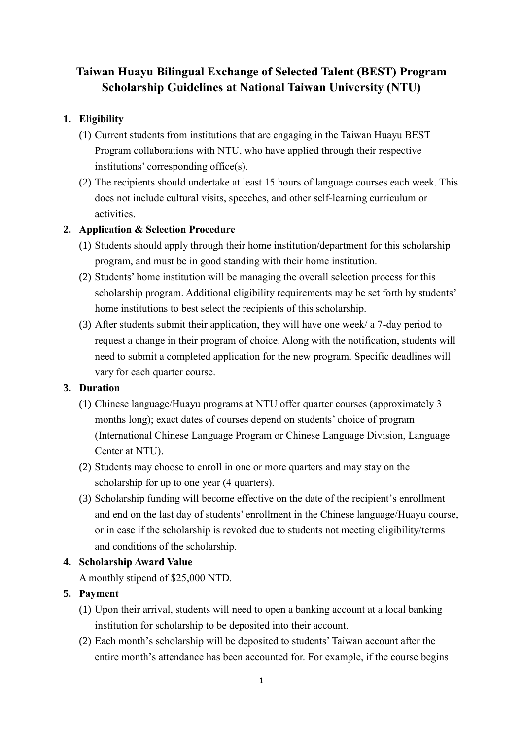# Taiwan Huayu Bilingual Exchange of Selected Talent (BEST) Program Scholarship Guidelines at National Taiwan University (NTU)

1. **Eligibility**
   (1) Current students from institutions that are engaging in the Taiwan Huayu BEST Program collaborations with NTU, who have applied through their respective institutions' corresponding office(s).
   (2) The recipients should undertake at least 15 hours of language courses each week. This does not include cultural visits, speeches, and other self-learning curriculum or activities.

2. **Application & Selection Procedure**
   (1) Students should apply through their home institution/department for this scholarship program, and must be in good standing with their home institution.
   (2) Students' home institution will be managing the overall selection process for this scholarship program. Additional eligibility requirements may be set forth by students' home institutions to best select the recipients of this scholarship.
   (3) After students submit their application, they will have one week/ a 7-day period to request a change in their program of choice. Along with the notification, students will need to submit a completed application for the new program. Specific deadlines will vary for each quarter course.

3. **Duration**
   (1) Chinese language/Huayu programs at NTU offer quarter courses (approximately 3 months long); exact dates of courses depend on students' choice of program (International Chinese Language Program or Chinese Language Division, Language Center at NTU).
   (2) Students may choose to enroll in one or more quarters and may stay on the scholarship for up to one year (4 quarters).
   (3) Scholarship funding will become effective on the date of the recipient's enrollment and end on the last day of students' enrollment in the Chinese language/Huayu course, or in case if the scholarship is revoked due to students not meeting eligibility/terms and conditions of the scholarship.

4. **Scholarship Award Value**
   A monthly stipend of $25,000 NTD.

5. **Payment**
   (1) Upon their arrival, students will need to open a banking account at a local banking institution for scholarship to be deposited into their account.
   (2) Each month's scholarship will be deposited to students' Taiwan account after the entire month's attendance has been accounted for. For example, if the course begins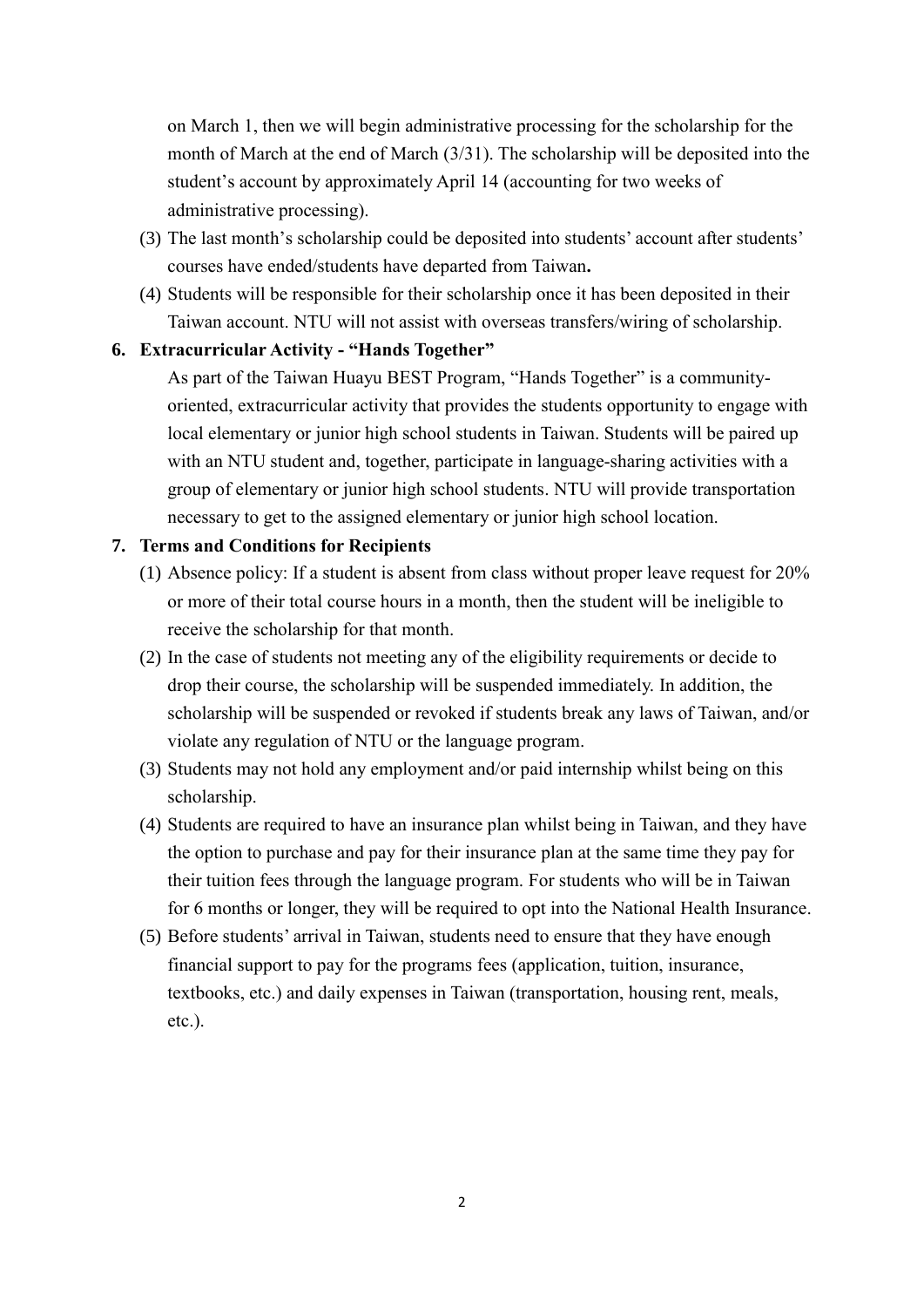on March 1, then we will begin administrative processing for the scholarship for the month of March at the end of March (3/31). The scholarship will be deposited into the student's account by approximately April 14 (accounting for two weeks of administrative processing).

(3) The last month's scholarship could be deposited into students' account after students' courses have ended/students have departed from Taiwan**.**

(4) Students will be responsible for their scholarship once it has been deposited in their Taiwan account. NTU will not assist with overseas transfers/wiring of scholarship.

**6. Extracurricular Activity - "Hands Together"**

As part of the Taiwan Huayu BEST Program, "Hands Together" is a community-oriented, extracurricular activity that provides the students opportunity to engage with local elementary or junior high school students in Taiwan. Students will be paired up with an NTU student and, together, participate in language-sharing activities with a group of elementary or junior high school students. NTU will provide transportation necessary to get to the assigned elementary or junior high school location.

**7. Terms and Conditions for Recipients**

(1) Absence policy: If a student is absent from class without proper leave request for 20% or more of their total course hours in a month, then the student will be ineligible to receive the scholarship for that month.

(2) In the case of students not meeting any of the eligibility requirements or decide to drop their course, the scholarship will be suspended immediately. In addition, the scholarship will be suspended or revoked if students break any laws of Taiwan, and/or violate any regulation of NTU or the language program.

(3) Students may not hold any employment and/or paid internship whilst being on this scholarship.

(4) Students are required to have an insurance plan whilst being in Taiwan, and they have the option to purchase and pay for their insurance plan at the same time they pay for their tuition fees through the language program. For students who will be in Taiwan for 6 months or longer, they will be required to opt into the National Health Insurance.

(5) Before students' arrival in Taiwan, students need to ensure that they have enough financial support to pay for the programs fees (application, tuition, insurance, textbooks, etc.) and daily expenses in Taiwan (transportation, housing rent, meals, etc.).